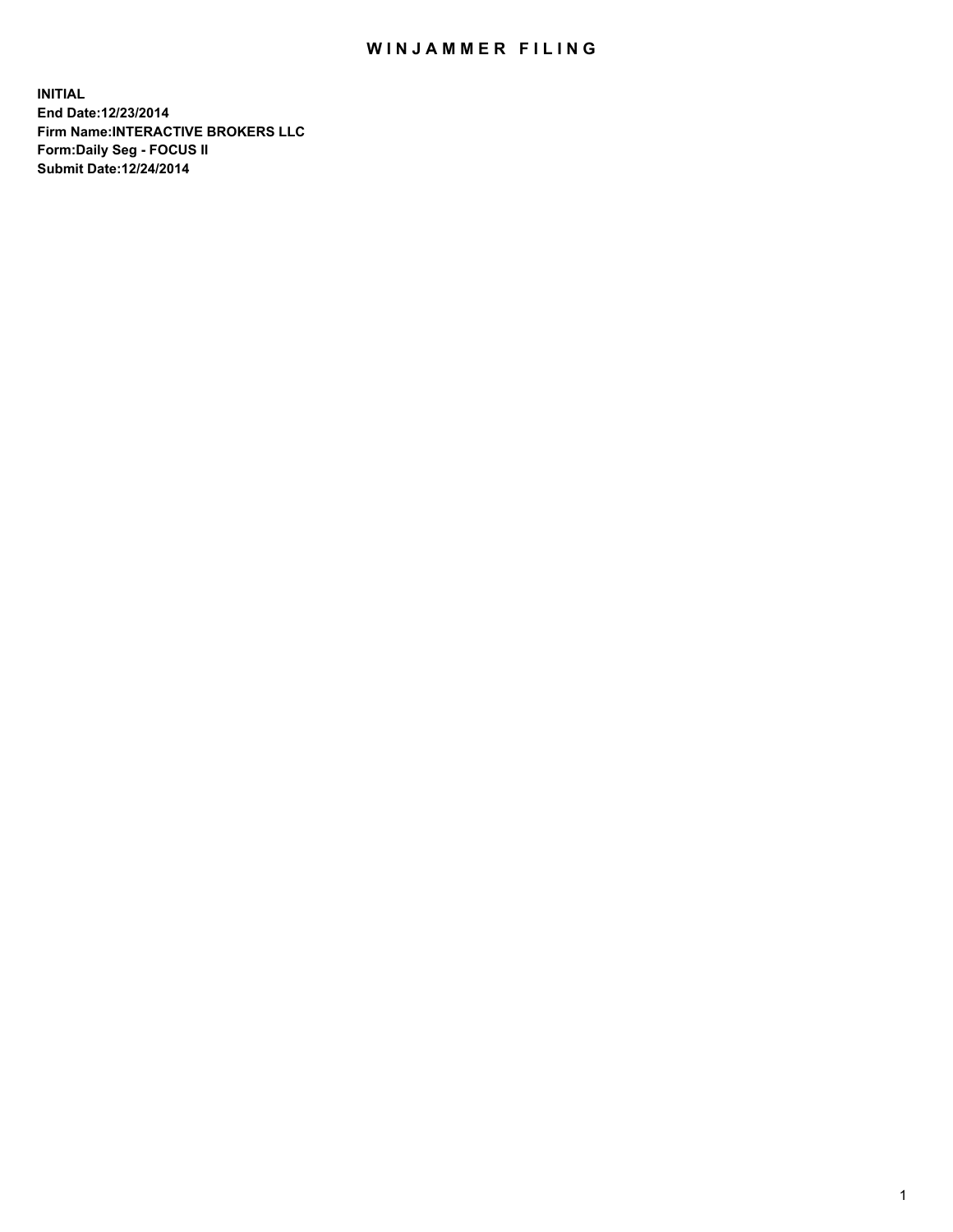# WINJAMMER FILING

**INITIAL**
**End Date:12/23/2014**
**Firm Name:INTERACTIVE BROKERS LLC**
**Form:Daily Seg - FOCUS II**
**Submit Date:12/24/2014**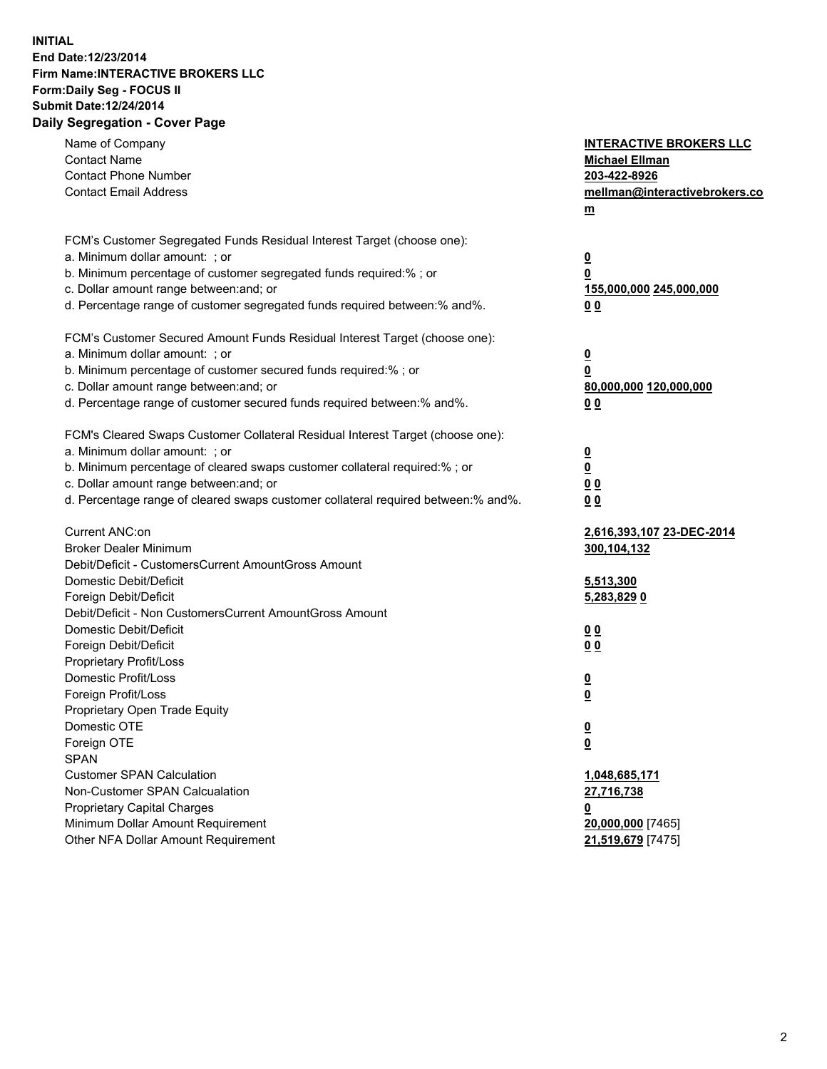**INITIAL**
**End Date:12/23/2014**
**Firm Name:INTERACTIVE BROKERS LLC**
**Form:Daily Seg - FOCUS II**
**Submit Date:12/24/2014**

## Daily Segregation - Cover Page

| | |
|---|---|
| Name of Company | **INTERACTIVE BROKERS LLC** |
| Contact Name | **Michael Ellman** |
| Contact Phone Number | **203-422-8926** |
| Contact Email Address | **mellman@interactivebrokers.com** |
| FCM's Customer Segregated Funds Residual Interest Target (choose one): | |
| a. Minimum dollar amount: ; or | **0** |
| b. Minimum percentage of customer segregated funds required:% ; or | **0** |
| c. Dollar amount range between:and; or | **155,000,000** **245,000,000** |
| d. Percentage range of customer segregated funds required between:% and%. | **0** **0** |
| FCM's Customer Secured Amount Funds Residual Interest Target (choose one): | |
| a. Minimum dollar amount: ; or | **0** |
| b. Minimum percentage of customer secured funds required:% ; or | **0** |
| c. Dollar amount range between:and; or | **80,000,000** **120,000,000** |
| d. Percentage range of customer secured funds required between:% and%. | **0** **0** |
| FCM's Cleared Swaps Customer Collateral Residual Interest Target (choose one): | |
| a. Minimum dollar amount: ; or | **0** |
| b. Minimum percentage of cleared swaps customer collateral required:% ; or | **0** |
| c. Dollar amount range between:and; or | **0** **0** |
| d. Percentage range of cleared swaps customer collateral required between:% and%. | **0** **0** |
| Current ANC:on | **2,616,393,107** **23-DEC-2014** |
| Broker Dealer Minimum | **300,104,132** |
| Debit/Deficit - CustomersCurrent AmountGross Amount | |
| Domestic Debit/Deficit | **5,513,300** |
| Foreign Debit/Deficit | **5,283,829** **0** |
| Debit/Deficit - Non CustomersCurrent AmountGross Amount | |
| Domestic Debit/Deficit | **0** **0** |
| Foreign Debit/Deficit | **0** **0** |
| Proprietary Profit/Loss | |
| Domestic Profit/Loss | **0** |
| Foreign Profit/Loss | **0** |
| Proprietary Open Trade Equity | |
| Domestic OTE | **0** |
| Foreign OTE | **0** |
| SPAN | |
| Customer SPAN Calculation | **1,048,685,171** |
| Non-Customer SPAN Calcualation | **27,716,738** |
| Proprietary Capital Charges | **0** |
| Minimum Dollar Amount Requirement | **20,000,000** [7465] |
| Other NFA Dollar Amount Requirement | **21,519,679** [7475] |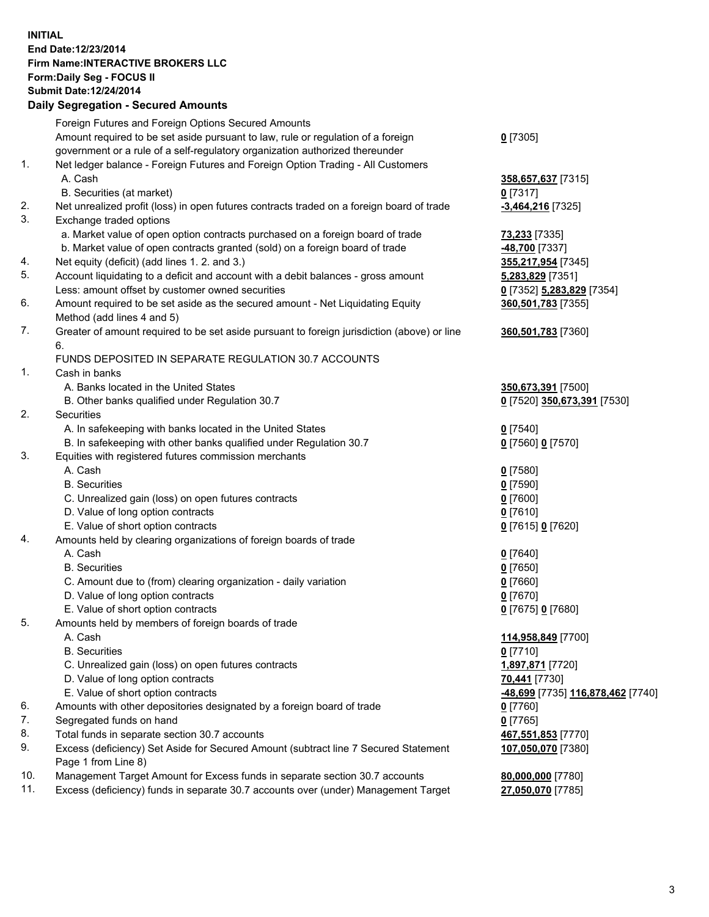**INITIAL**
**End Date:12/23/2014**
**Firm Name:INTERACTIVE BROKERS LLC**
**Form:Daily Seg - FOCUS II**
**Submit Date:12/24/2014**

### Daily Segregation - Secured Amounts

| | | |
|---|---|---|
| | Foreign Futures and Foreign Options Secured Amounts | |
| | Amount required to be set aside pursuant to law, rule or regulation of a foreign government or a rule of a self-regulatory organization authorized thereunder | **0** [7305] |
| 1. | Net ledger balance - Foreign Futures and Foreign Option Trading - All Customers | |
| | A. Cash | **358,657,637** [7315] |
| | B. Securities (at market) | **0** [7317] |
| 2. | Net unrealized profit (loss) in open futures contracts traded on a foreign board of trade | **-3,464,216** [7325] |
| 3. | Exchange traded options | |
| | a. Market value of open option contracts purchased on a foreign board of trade | **73,233** [7335] |
| | b. Market value of open contracts granted (sold) on a foreign board of trade | **-48,700** [7337] |
| 4. | Net equity (deficit) (add lines 1. 2. and 3.) | **355,217,954** [7345] |
| 5. | Account liquidating to a deficit and account with a debit balances - gross amount | **5,283,829** [7351] |
| | Less: amount offset by customer owned securities | **0** [7352] **5,283,829** [7354] |
| 6. | Amount required to be set aside as the secured amount - Net Liquidating Equity Method (add lines 4 and 5) | **360,501,783** [7355] |
| 7. | Greater of amount required to be set aside pursuant to foreign jurisdiction (above) or line 6. | **360,501,783** [7360] |
| | FUNDS DEPOSITED IN SEPARATE REGULATION 30.7 ACCOUNTS | |
| 1. | Cash in banks | |
| | A. Banks located in the United States | **350,673,391** [7500] |
| | B. Other banks qualified under Regulation 30.7 | **0** [7520] **350,673,391** [7530] |
| 2. | Securities | |
| | A. In safekeeping with banks located in the United States | **0** [7540] |
| | B. In safekeeping with other banks qualified under Regulation 30.7 | **0** [7560] **0** [7570] |
| 3. | Equities with registered futures commission merchants | |
| | A. Cash | **0** [7580] |
| | B. Securities | **0** [7590] |
| | C. Unrealized gain (loss) on open futures contracts | **0** [7600] |
| | D. Value of long option contracts | **0** [7610] |
| | E. Value of short option contracts | **0** [7615] **0** [7620] |
| 4. | Amounts held by clearing organizations of foreign boards of trade | |
| | A. Cash | **0** [7640] |
| | B. Securities | **0** [7650] |
| | C. Amount due to (from) clearing organization - daily variation | **0** [7660] |
| | D. Value of long option contracts | **0** [7670] |
| | E. Value of short option contracts | **0** [7675] **0** [7680] |
| 5. | Amounts held by members of foreign boards of trade | |
| | A. Cash | **114,958,849** [7700] |
| | B. Securities | **0** [7710] |
| | C. Unrealized gain (loss) on open futures contracts | **1,897,871** [7720] |
| | D. Value of long option contracts | **70,441** [7730] |
| | E. Value of short option contracts | **-48,699** [7735] **116,878,462** [7740] |
| 6. | Amounts with other depositories designated by a foreign board of trade | **0** [7760] |
| 7. | Segregated funds on hand | **0** [7765] |
| 8. | Total funds in separate section 30.7 accounts | **467,551,853** [7770] |
| 9. | Excess (deficiency) Set Aside for Secured Amount (subtract line 7 Secured Statement Page 1 from Line 8) | **107,050,070** [7380] |
| 10. | Management Target Amount for Excess funds in separate section 30.7 accounts | **80,000,000** [7780] |
| 11. | Excess (deficiency) funds in separate 30.7 accounts over (under) Management Target | **27,050,070** [7785] |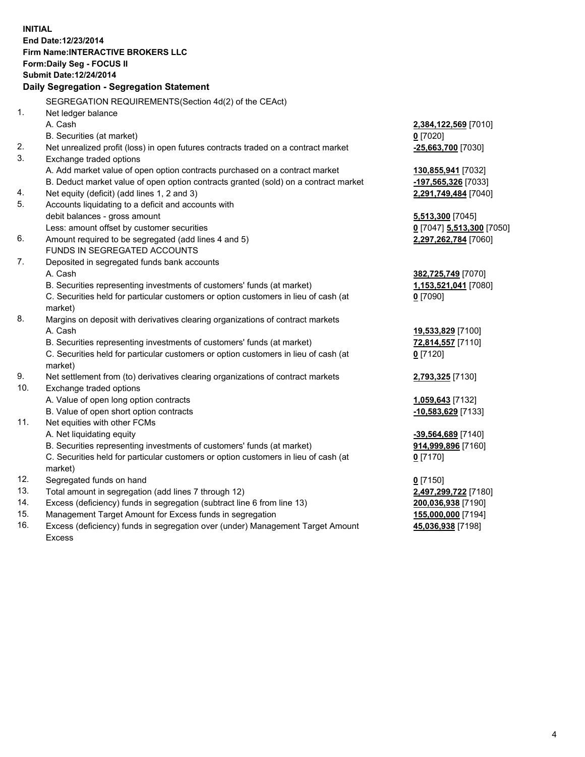**INITIAL**
**End Date:12/23/2014**
**Firm Name:INTERACTIVE BROKERS LLC**
**Form:Daily Seg - FOCUS II**
**Submit Date:12/24/2014**

## Daily Segregation - Segregation Statement

| | SEGREGATION REQUIREMENTS(Section 4d(2) of the CEAct) | |
|---|---|---|
| 1. | Net ledger balance | |
| | A. Cash | **2,384,122,569** [7010] |
| | B. Securities (at market) | **0** [7020] |
| 2. | Net unrealized profit (loss) in open futures contracts traded on a contract market | **-25,663,700** [7030] |
| 3. | Exchange traded options | |
| | A. Add market value of open option contracts purchased on a contract market | **130,855,941** [7032] |
| | B. Deduct market value of open option contracts granted (sold) on a contract market | **-197,565,326** [7033] |
| 4. | Net equity (deficit) (add lines 1, 2 and 3) | **2,291,749,484** [7040] |
| 5. | Accounts liquidating to a deficit and accounts with | |
| | debit balances - gross amount | **5,513,300** [7045] |
| | Less: amount offset by customer securities | **0** [7047] **5,513,300** [7050] |
| 6. | Amount required to be segregated (add lines 4 and 5) | **2,297,262,784** [7060] |
| | FUNDS IN SEGREGATED ACCOUNTS | |
| 7. | Deposited in segregated funds bank accounts | |
| | A. Cash | **382,725,749** [7070] |
| | B. Securities representing investments of customers' funds (at market) | **1,153,521,041** [7080] |
| | C. Securities held for particular customers or option customers in lieu of cash (at market) | **0** [7090] |
| 8. | Margins on deposit with derivatives clearing organizations of contract markets | |
| | A. Cash | **19,533,829** [7100] |
| | B. Securities representing investments of customers' funds (at market) | **72,814,557** [7110] |
| | C. Securities held for particular customers or option customers in lieu of cash (at market) | **0** [7120] |
| 9. | Net settlement from (to) derivatives clearing organizations of contract markets | **2,793,325** [7130] |
| 10. | Exchange traded options | |
| | A. Value of open long option contracts | **1,059,643** [7132] |
| | B. Value of open short option contracts | **-10,583,629** [7133] |
| 11. | Net equities with other FCMs | |
| | A. Net liquidating equity | **-39,564,689** [7140] |
| | B. Securities representing investments of customers' funds (at market) | **914,999,896** [7160] |
| | C. Securities held for particular customers or option customers in lieu of cash (at market) | **0** [7170] |
| 12. | Segregated funds on hand | **0** [7150] |
| 13. | Total amount in segregation (add lines 7 through 12) | **2,497,299,722** [7180] |
| 14. | Excess (deficiency) funds in segregation (subtract line 6 from line 13) | **200,036,938** [7190] |
| 15. | Management Target Amount for Excess funds in segregation | **155,000,000** [7194] |
| 16. | Excess (deficiency) funds in segregation over (under) Management Target Amount Excess | **45,036,938** [7198] |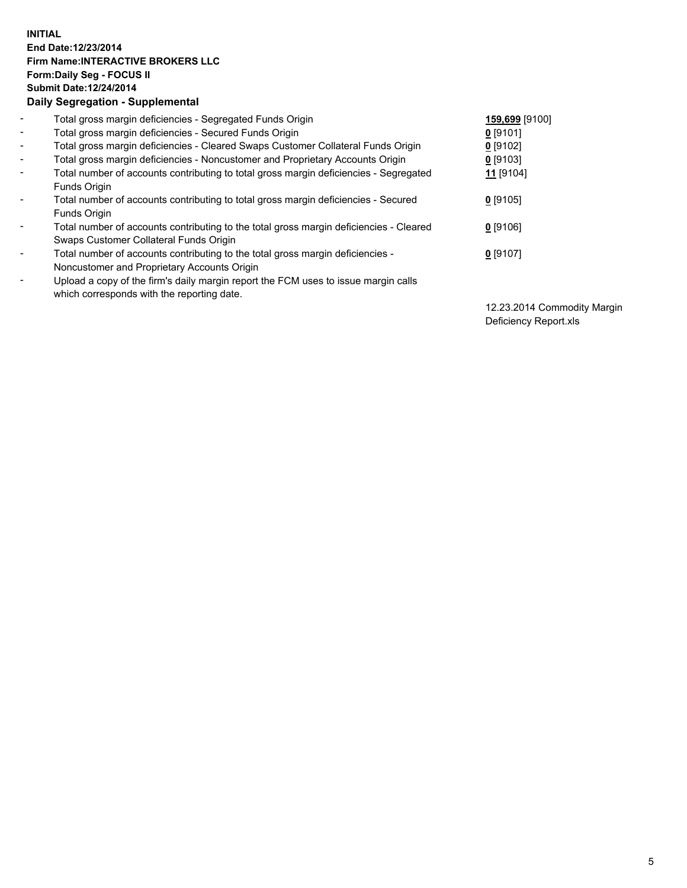**INITIAL**
**End Date:12/23/2014**
**Firm Name:INTERACTIVE BROKERS LLC**
**Form:Daily Seg - FOCUS II**
**Submit Date:12/24/2014**
**Daily Segregation - Supplemental**

| | | |
|---|---|---|
| - | Total gross margin deficiencies - Segregated Funds Origin | **159,699** [9100] |
| - | Total gross margin deficiencies - Secured Funds Origin | **0** [9101] |
| - | Total gross margin deficiencies - Cleared Swaps Customer Collateral Funds Origin | **0** [9102] |
| - | Total gross margin deficiencies - Noncustomer and Proprietary Accounts Origin | **0** [9103] |
| - | Total number of accounts contributing to total gross margin deficiencies - Segregated Funds Origin | **11** [9104] |
| - | Total number of accounts contributing to total gross margin deficiencies - Secured Funds Origin | **0** [9105] |
| - | Total number of accounts contributing to the total gross margin deficiencies - Cleared Swaps Customer Collateral Funds Origin | **0** [9106] |
| - | Total number of accounts contributing to the total gross margin deficiencies - Noncustomer and Proprietary Accounts Origin | **0** [9107] |
| - | Upload a copy of the firm's daily margin report the FCM uses to issue margin calls which corresponds with the reporting date. | 12.23.2014 Commodity Margin Deficiency Report.xls |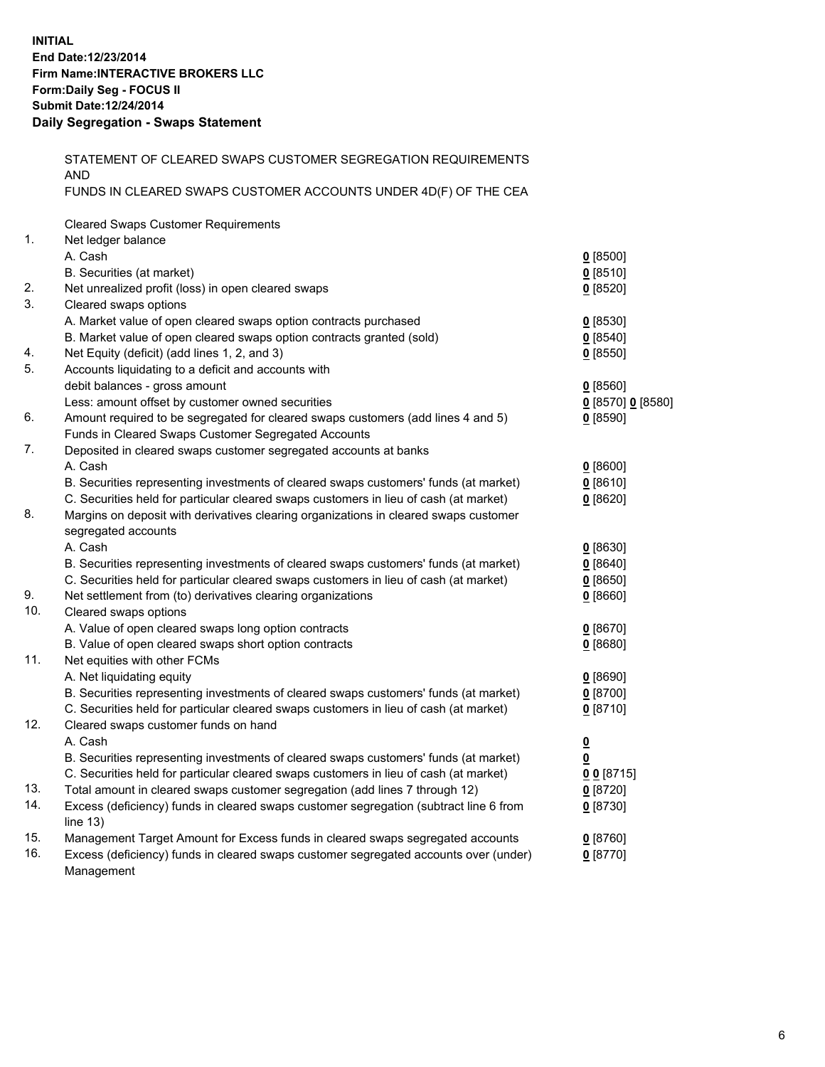**INITIAL**
**End Date:12/23/2014**
**Firm Name:INTERACTIVE BROKERS LLC**
**Form:Daily Seg - FOCUS II**
**Submit Date:12/24/2014**
**Daily Segregation - Swaps Statement**

STATEMENT OF CLEARED SWAPS CUSTOMER SEGREGATION REQUIREMENTS AND FUNDS IN CLEARED SWAPS CUSTOMER ACCOUNTS UNDER 4D(F) OF THE CEA

| | | |
|---|---|---|
| | Cleared Swaps Customer Requirements | |
| 1. | Net ledger balance | |
| | A. Cash | 0 [8500] |
| | B. Securities (at market) | 0 [8510] |
| 2. | Net unrealized profit (loss) in open cleared swaps | 0 [8520] |
| 3. | Cleared swaps options | |
| | A. Market value of open cleared swaps option contracts purchased | 0 [8530] |
| | B. Market value of open cleared swaps option contracts granted (sold) | 0 [8540] |
| 4. | Net Equity (deficit) (add lines 1, 2, and 3) | 0 [8550] |
| 5. | Accounts liquidating to a deficit and accounts with | |
| | debit balances - gross amount | 0 [8560] |
| | Less: amount offset by customer owned securities | 0 [8570] 0 [8580] |
| 6. | Amount required to be segregated for cleared swaps customers (add lines 4 and 5) | 0 [8590] |
| | Funds in Cleared Swaps Customer Segregated Accounts | |
| 7. | Deposited in cleared swaps customer segregated accounts at banks | |
| | A. Cash | 0 [8600] |
| | B. Securities representing investments of cleared swaps customers' funds (at market) | 0 [8610] |
| | C. Securities held for particular cleared swaps customers in lieu of cash (at market) | 0 [8620] |
| 8. | Margins on deposit with derivatives clearing organizations in cleared swaps customer segregated accounts | |
| | A. Cash | 0 [8630] |
| | B. Securities representing investments of cleared swaps customers' funds (at market) | 0 [8640] |
| | C. Securities held for particular cleared swaps customers in lieu of cash (at market) | 0 [8650] |
| 9. | Net settlement from (to) derivatives clearing organizations | 0 [8660] |
| 10. | Cleared swaps options | |
| | A. Value of open cleared swaps long option contracts | 0 [8670] |
| | B. Value of open cleared swaps short option contracts | 0 [8680] |
| 11. | Net equities with other FCMs | |
| | A. Net liquidating equity | 0 [8690] |
| | B. Securities representing investments of cleared swaps customers' funds (at market) | 0 [8700] |
| | C. Securities held for particular cleared swaps customers in lieu of cash (at market) | 0 [8710] |
| 12. | Cleared swaps customer funds on hand | |
| | A. Cash | 0 |
| | B. Securities representing investments of cleared swaps customers' funds (at market) | 0 |
| | C. Securities held for particular cleared swaps customers in lieu of cash (at market) | 0 0 [8715] |
| 13. | Total amount in cleared swaps customer segregation (add lines 7 through 12) | 0 [8720] |
| 14. | Excess (deficiency) funds in cleared swaps customer segregation (subtract line 6 from line 13) | 0 [8730] |
| 15. | Management Target Amount for Excess funds in cleared swaps segregated accounts | 0 [8760] |
| 16. | Excess (deficiency) funds in cleared swaps customer segregated accounts over (under) Management | 0 [8770] |